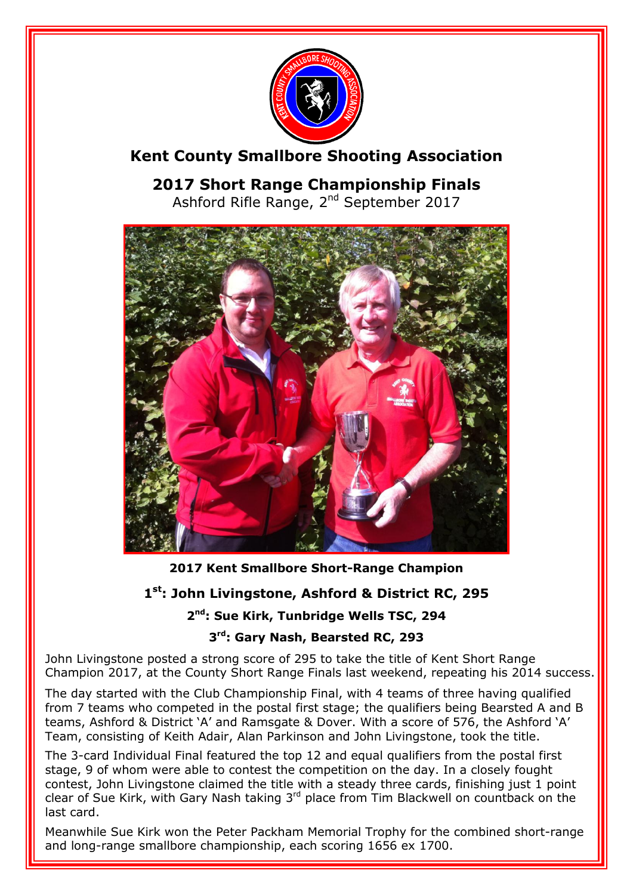# Kent County Smallbore Shooting Association

## 2017 Short Range Championship Finals

Ashford Rifle Range, 2nd September 2017

**2017 Kent Smallbore Short-Range Champion**

**1st: John Livingstone, Ashford & District RC, 295**

**2nd: Sue Kirk, Tunbridge Wells TSC, 294**

**3rd: Gary Nash, Bearsted RC, 293**

John Livingstone posted a strong score of 295 to take the title of Kent Short Range Champion 2017, at the County Short Range Finals last weekend, repeating his 2014 success.

The day started with the Club Championship Final, with 4 teams of three having qualified from 7 teams who competed in the postal first stage; the qualifiers being Bearsted A and B teams, Ashford & District 'A' and Ramsgate & Dover. With a score of 576, the Ashford 'A' Team, consisting of Keith Adair, Alan Parkinson and John Livingstone, took the title.

The 3-card Individual Final featured the top 12 and equal qualifiers from the postal first stage, 9 of whom were able to contest the competition on the day. In a closely fought contest, John Livingstone claimed the title with a steady three cards, finishing just 1 point clear of Sue Kirk, with Gary Nash taking 3rd place from Tim Blackwell on countback on the last card.

Meanwhile Sue Kirk won the Peter Packham Memorial Trophy for the combined short-range and long-range smallbore championship, each scoring 1656 ex 1700.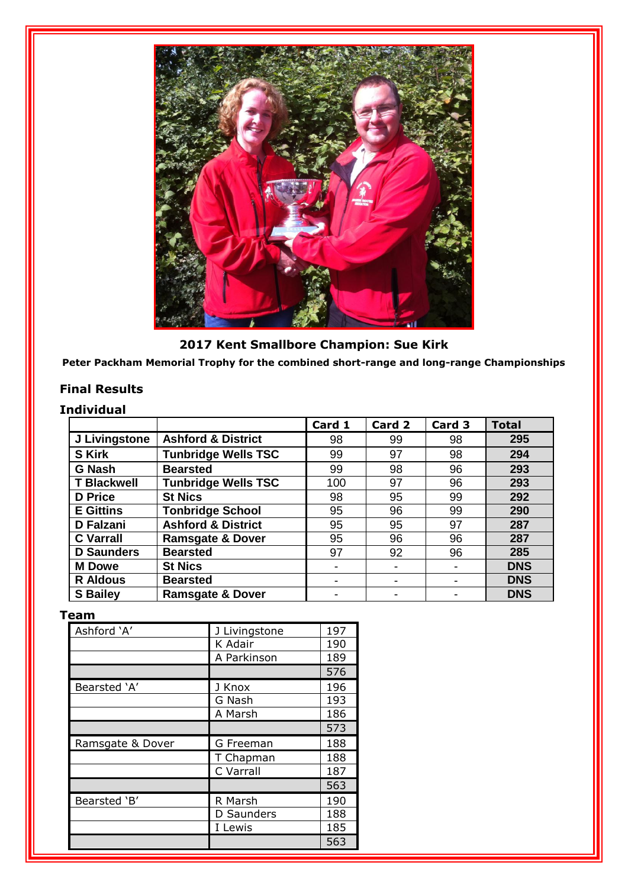**2017 Kent Smallbore Champion: Sue Kirk**

**Peter Packham Memorial Trophy for the combined short-range and long-range Championships**

### Final Results

### Individual

| | | Card 1 | Card 2 | Card 3 | Total |
|---|---|---|---|---|---|
| **J Livingstone** | **Ashford & District** | 98 | 99 | 98 | **295** |
| **S Kirk** | **Tunbridge Wells TSC** | 99 | 97 | 98 | **294** |
| **G Nash** | **Bearsted** | 99 | 98 | 96 | **293** |
| **T Blackwell** | **Tunbridge Wells TSC** | 100 | 97 | 96 | **293** |
| **D Price** | **St Nics** | 98 | 95 | 99 | **292** |
| **E Gittins** | **Tonbridge School** | 95 | 96 | 99 | **290** |
| **D Falzani** | **Ashford & District** | 95 | 95 | 97 | **287** |
| **C Varrall** | **Ramsgate & Dover** | 95 | 96 | 96 | **287** |
| **D Saunders** | **Bearsted** | 97 | 92 | 96 | **285** |
| **M Dowe** | **St Nics** | - | - | - | **DNS** |
| **R Aldous** | **Bearsted** | - | - | - | **DNS** |
| **S Bailey** | **Ramsgate & Dover** | - | - | - | **DNS** |

### Team

| | | |
|---|---|---|
| Ashford 'A' | J Livingstone | 197 |
| | K Adair | 190 |
| | A Parkinson | 189 |
| | | 576 |
| Bearsted 'A' | J Knox | 196 |
| | G Nash | 193 |
| | A Marsh | 186 |
| | | 573 |
| Ramsgate & Dover | G Freeman | 188 |
| | T Chapman | 188 |
| | C Varrall | 187 |
| | | 563 |
| Bearsted 'B' | R Marsh | 190 |
| | D Saunders | 188 |
| | I Lewis | 185 |
| | | 563 |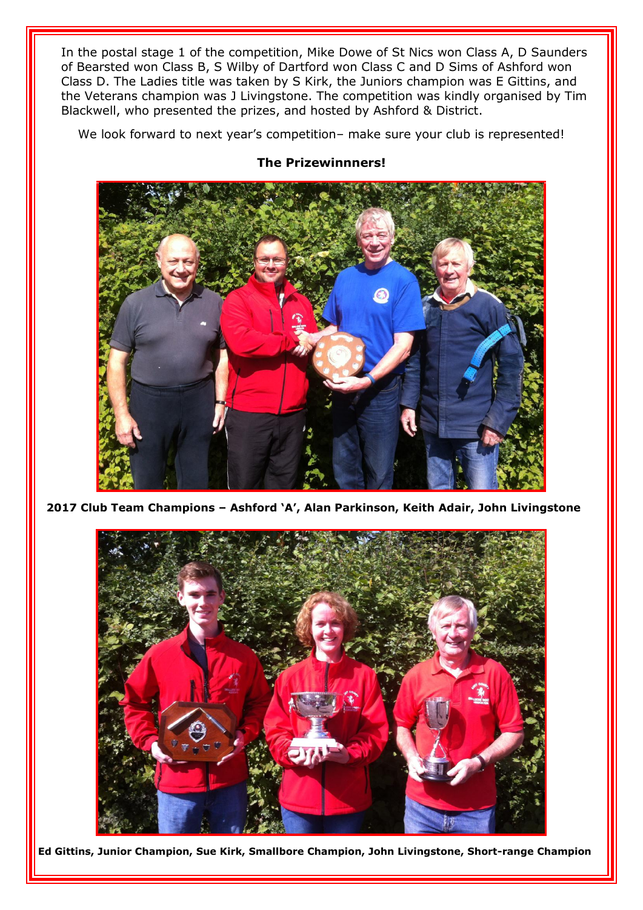In the postal stage 1 of the competition, Mike Dowe of St Nics won Class A, D Saunders of Bearsted won Class B, S Wilby of Dartford won Class C and D Sims of Ashford won Class D. The Ladies title was taken by S Kirk, the Juniors champion was E Gittins, and the Veterans champion was J Livingstone. The competition was kindly organised by Tim Blackwell, who presented the prizes, and hosted by Ashford & District.

We look forward to next year's competition– make sure your club is represented!

**The Prizewinnners!**

**2017 Club Team Champions – Ashford 'A', Alan Parkinson, Keith Adair, John Livingstone**

**Ed Gittins, Junior Champion, Sue Kirk, Smallbore Champion, John Livingstone, Short-range Champion**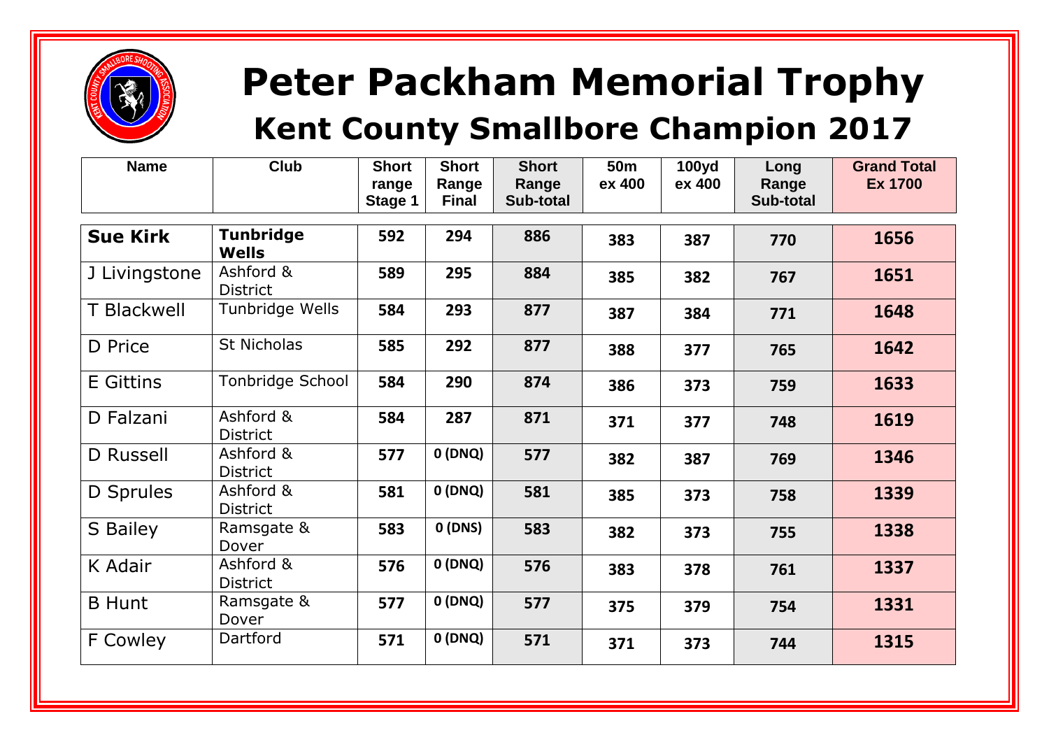# Peter Packham Memorial Trophy

## Kent County Smallbore Champion 2017

| Name | Club | Short range Stage 1 | Short Range Final | Short Range Sub-total | 50m ex 400 | 100yd ex 400 | Long Range Sub-total | Grand Total Ex 1700 |
|---|---|---|---|---|---|---|---|---|
| **Sue Kirk** | **Tunbridge Wells** | 592 | 294 | 886 | 383 | 387 | 770 | 1656 |
| J Livingstone | Ashford & District | 589 | 295 | 884 | 385 | 382 | 767 | 1651 |
| T Blackwell | Tunbridge Wells | 584 | 293 | 877 | 387 | 384 | 771 | 1648 |
| D Price | St Nicholas | 585 | 292 | 877 | 388 | 377 | 765 | 1642 |
| E Gittins | Tonbridge School | 584 | 290 | 874 | 386 | 373 | 759 | 1633 |
| D Falzani | Ashford & District | 584 | 287 | 871 | 371 | 377 | 748 | 1619 |
| D Russell | Ashford & District | 577 | 0 (DNQ) | 577 | 382 | 387 | 769 | 1346 |
| D Sprules | Ashford & District | 581 | 0 (DNQ) | 581 | 385 | 373 | 758 | 1339 |
| S Bailey | Ramsgate & Dover | 583 | 0 (DNS) | 583 | 382 | 373 | 755 | 1338 |
| K Adair | Ashford & District | 576 | 0 (DNQ) | 576 | 383 | 378 | 761 | 1337 |
| B Hunt | Ramsgate & Dover | 577 | 0 (DNQ) | 577 | 375 | 379 | 754 | 1331 |
| F Cowley | Dartford | 571 | 0 (DNQ) | 571 | 371 | 373 | 744 | 1315 |